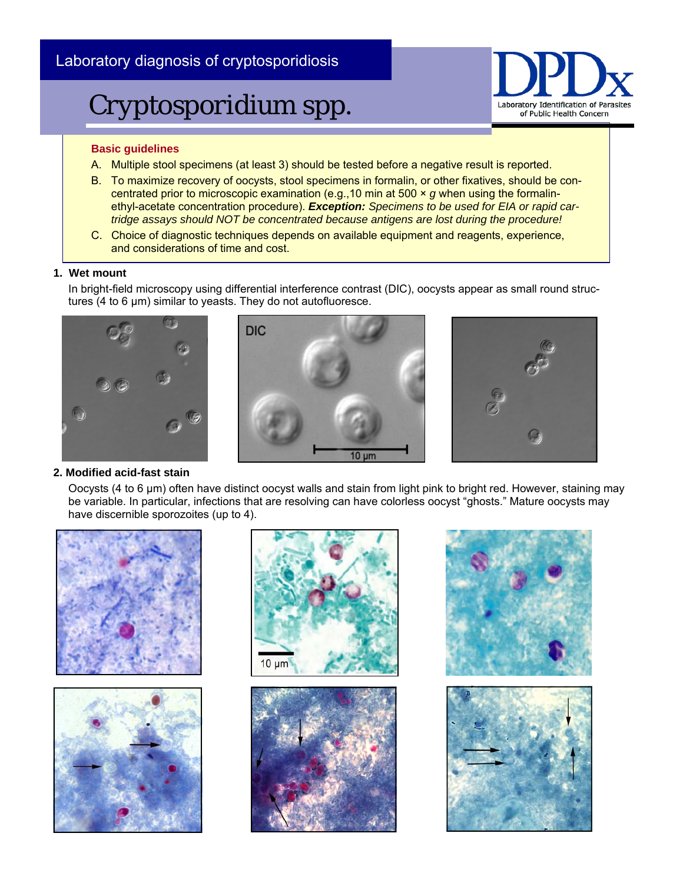Laboratory diagnosis of cryptosporidiosis

# Cryptosporidium spp.

### Basic guidelines

A. Multiple stool specimens (at least 3) should be tested before a negative result is reported.

B. To maximize recovery of oocysts, stool specimens in formalin, or other fixatives, should be concentrated prior to microscopic examination (e.g.,10 min at 500 × *g* when using the formalin-ethyl-acetate concentration procedure). ***Exception:*** *Specimens to be used for EIA or rapid cartridge assays should NOT be concentrated because antigens are lost during the procedure!*

C. Choice of diagnostic techniques depends on available equipment and reagents, experience, and considerations of time and cost.

## 1. Wet mount

In bright-field microscopy using differential interference contrast (DIC), oocysts appear as small round structures (4 to 6 µm) similar to yeasts. They do not autofluoresce.

## 2. Modified acid-fast stain

Oocysts (4 to 6 µm) often have distinct oocyst walls and stain from light pink to bright red. However, staining may be variable. In particular, infections that are resolving can have colorless oocyst "ghosts." Mature oocysts may have discernible sporozoites (up to 4).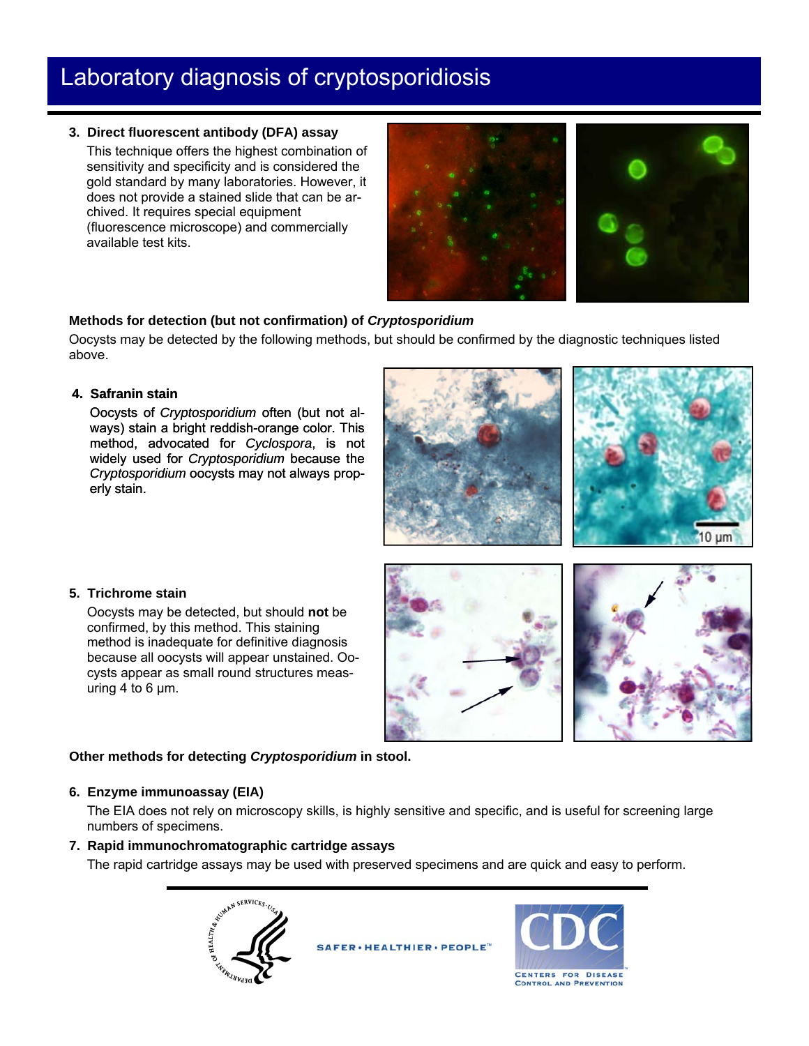# Laboratory diagnosis of cryptosporidiosis

3. **Direct fluorescent antibody (DFA) assay**

   This technique offers the highest combination of sensitivity and specificity and is considered the gold standard by many laboratories. However, it does not provide a stained slide that can be archived. It requires special equipment (fluorescence microscope) and commercially available test kits.

**Methods for detection (but not confirmation) of *Cryptosporidium***

Oocysts may be detected by the following methods, but should be confirmed by the diagnostic techniques listed above.

4. **Safranin stain**

   Oocysts of *Cryptosporidium* often (but not always) stain a bright reddish-orange color. This method, advocated for *Cyclospora*, is not widely used for *Cryptosporidium* because the *Cryptosporidium* oocysts may not always properly stain.

10 µm

5. **Trichrome stain**

   Oocysts may be detected, but should **not** be confirmed, by this method. This staining method is inadequate for definitive diagnosis because all oocysts will appear unstained. Oocysts appear as small round structures measuring 4 to 6 µm.

**Other methods for detecting *Cryptosporidium* in stool.**

6. **Enzyme immunoassay (EIA)**

   The EIA does not rely on microscopy skills, is highly sensitive and specific, and is useful for screening large numbers of specimens.

7. **Rapid immunochromatographic cartridge assays**

   The rapid cartridge assays may be used with preserved specimens and are quick and easy to perform.

SAFER • HEALTHIER • PEOPLE™

CDC Centers for Disease Control and Prevention